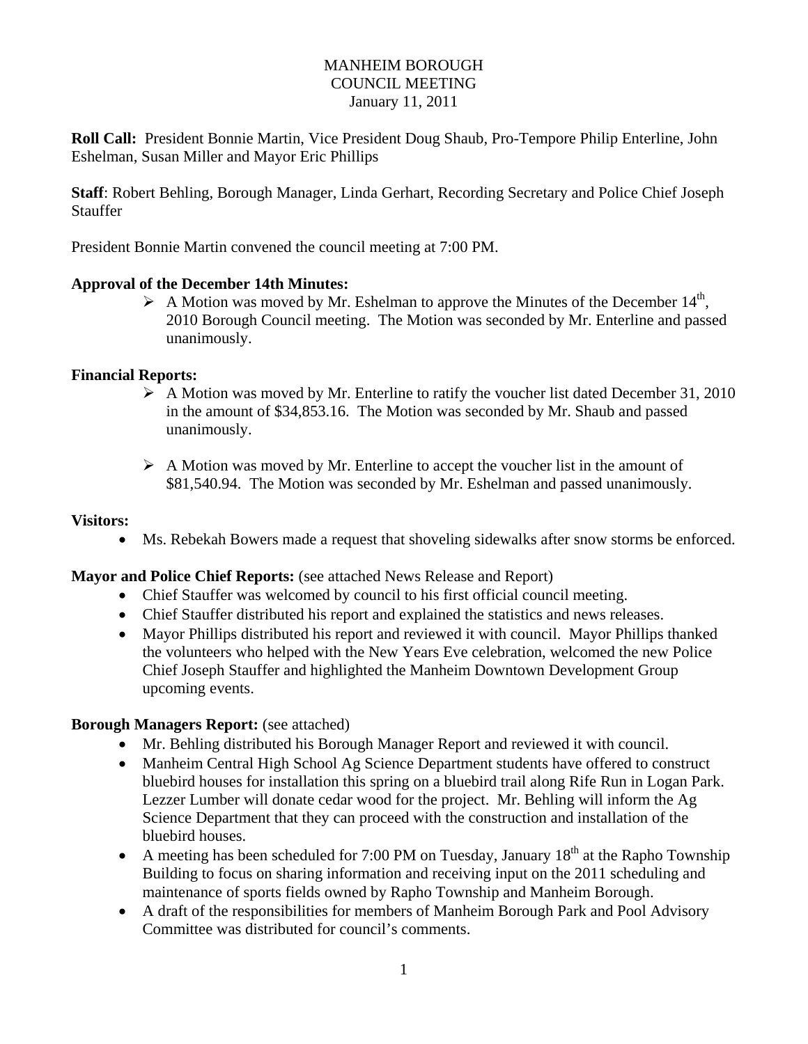# MANHEIM BOROUGH
## COUNCIL MEETING
### January 11, 2011

**Roll Call:** President Bonnie Martin, Vice President Doug Shaub, Pro-Tempore Philip Enterline, John Eshelman, Susan Miller and Mayor Eric Phillips

**Staff**: Robert Behling, Borough Manager, Linda Gerhart, Recording Secretary and Police Chief Joseph Stauffer

President Bonnie Martin convened the council meeting at 7:00 PM.

**Approval of the December 14th Minutes:**

- A Motion was moved by Mr. Eshelman to approve the Minutes of the December 14th, 2010 Borough Council meeting. The Motion was seconded by Mr. Enterline and passed unanimously.

**Financial Reports:**

- A Motion was moved by Mr. Enterline to ratify the voucher list dated December 31, 2010 in the amount of $34,853.16. The Motion was seconded by Mr. Shaub and passed unanimously.
- A Motion was moved by Mr. Enterline to accept the voucher list in the amount of $81,540.94. The Motion was seconded by Mr. Eshelman and passed unanimously.

**Visitors:**

- Ms. Rebekah Bowers made a request that shoveling sidewalks after snow storms be enforced.

**Mayor and Police Chief Reports:** (see attached News Release and Report)

- Chief Stauffer was welcomed by council to his first official council meeting.
- Chief Stauffer distributed his report and explained the statistics and news releases.
- Mayor Phillips distributed his report and reviewed it with council. Mayor Phillips thanked the volunteers who helped with the New Years Eve celebration, welcomed the new Police Chief Joseph Stauffer and highlighted the Manheim Downtown Development Group upcoming events.

**Borough Managers Report:** (see attached)

- Mr. Behling distributed his Borough Manager Report and reviewed it with council.
- Manheim Central High School Ag Science Department students have offered to construct bluebird houses for installation this spring on a bluebird trail along Rife Run in Logan Park. Lezzer Lumber will donate cedar wood for the project. Mr. Behling will inform the Ag Science Department that they can proceed with the construction and installation of the bluebird houses.
- A meeting has been scheduled for 7:00 PM on Tuesday, January 18th at the Rapho Township Building to focus on sharing information and receiving input on the 2011 scheduling and maintenance of sports fields owned by Rapho Township and Manheim Borough.
- A draft of the responsibilities for members of Manheim Borough Park and Pool Advisory Committee was distributed for council's comments.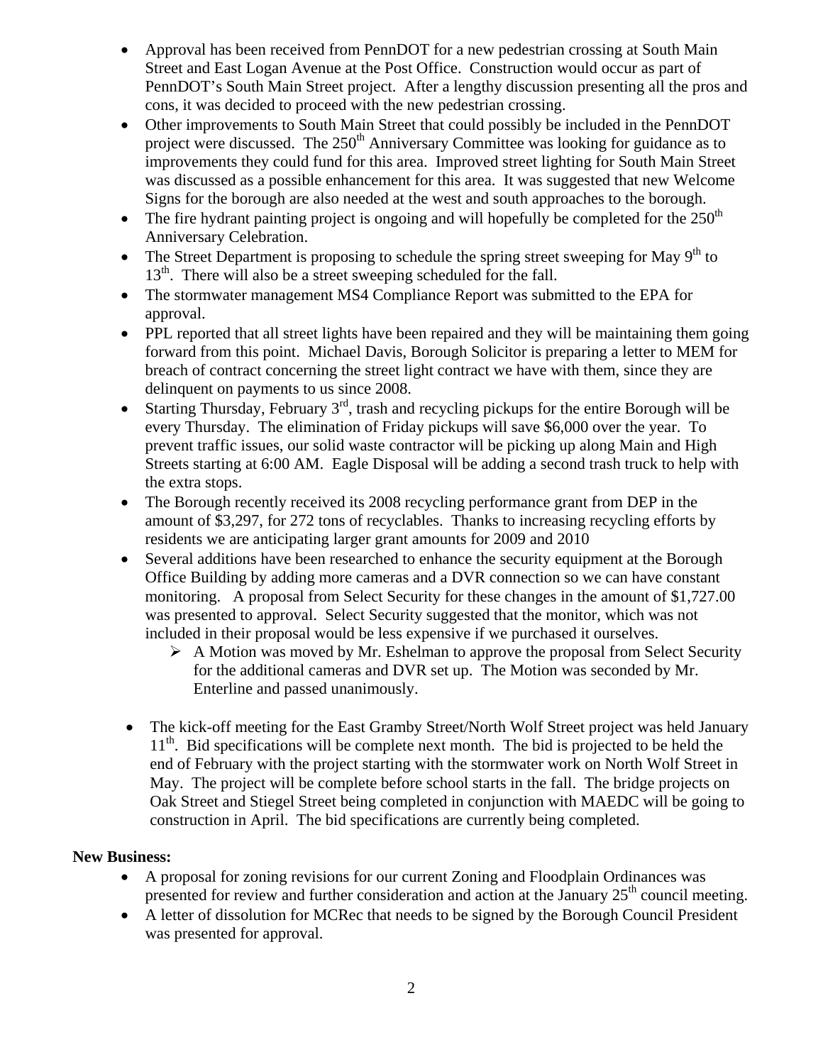- Approval has been received from PennDOT for a new pedestrian crossing at South Main Street and East Logan Avenue at the Post Office. Construction would occur as part of PennDOT's South Main Street project. After a lengthy discussion presenting all the pros and cons, it was decided to proceed with the new pedestrian crossing.
- Other improvements to South Main Street that could possibly be included in the PennDOT project were discussed. The 250th Anniversary Committee was looking for guidance as to improvements they could fund for this area. Improved street lighting for South Main Street was discussed as a possible enhancement for this area. It was suggested that new Welcome Signs for the borough are also needed at the west and south approaches to the borough.
- The fire hydrant painting project is ongoing and will hopefully be completed for the 250th Anniversary Celebration.
- The Street Department is proposing to schedule the spring street sweeping for May 9th to 13th. There will also be a street sweeping scheduled for the fall.
- The stormwater management MS4 Compliance Report was submitted to the EPA for approval.
- PPL reported that all street lights have been repaired and they will be maintaining them going forward from this point. Michael Davis, Borough Solicitor is preparing a letter to MEM for breach of contract concerning the street light contract we have with them, since they are delinquent on payments to us since 2008.
- Starting Thursday, February 3rd, trash and recycling pickups for the entire Borough will be every Thursday. The elimination of Friday pickups will save $6,000 over the year. To prevent traffic issues, our solid waste contractor will be picking up along Main and High Streets starting at 6:00 AM. Eagle Disposal will be adding a second trash truck to help with the extra stops.
- The Borough recently received its 2008 recycling performance grant from DEP in the amount of $3,297, for 272 tons of recyclables. Thanks to increasing recycling efforts by residents we are anticipating larger grant amounts for 2009 and 2010
- Several additions have been researched to enhance the security equipment at the Borough Office Building by adding more cameras and a DVR connection so we can have constant monitoring. A proposal from Select Security for these changes in the amount of $1,727.00 was presented to approval. Select Security suggested that the monitor, which was not included in their proposal would be less expensive if we purchased it ourselves.
    - A Motion was moved by Mr. Eshelman to approve the proposal from Select Security for the additional cameras and DVR set up. The Motion was seconded by Mr. Enterline and passed unanimously.
- The kick-off meeting for the East Gramby Street/North Wolf Street project was held January 11th. Bid specifications will be complete next month. The bid is projected to be held the end of February with the project starting with the stormwater work on North Wolf Street in May. The project will be complete before school starts in the fall. The bridge projects on Oak Street and Stiegel Street being completed in conjunction with MAEDC will be going to construction in April. The bid specifications are currently being completed.

**New Business:**

- A proposal for zoning revisions for our current Zoning and Floodplain Ordinances was presented for review and further consideration and action at the January 25th council meeting.
- A letter of dissolution for MCRec that needs to be signed by the Borough Council President was presented for approval.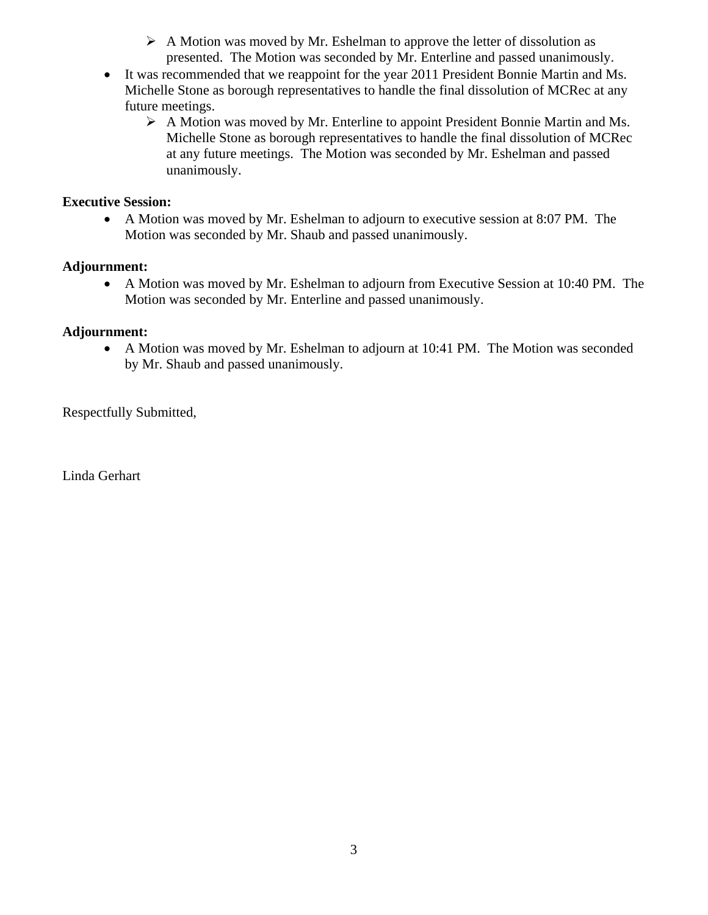- A Motion was moved by Mr. Eshelman to approve the letter of dissolution as presented. The Motion was seconded by Mr. Enterline and passed unanimously.
- It was recommended that we reappoint for the year 2011 President Bonnie Martin and Ms. Michelle Stone as borough representatives to handle the final dissolution of MCRec at any future meetings.
    - A Motion was moved by Mr. Enterline to appoint President Bonnie Martin and Ms. Michelle Stone as borough representatives to handle the final dissolution of MCRec at any future meetings. The Motion was seconded by Mr. Eshelman and passed unanimously.

**Executive Session:**

- A Motion was moved by Mr. Eshelman to adjourn to executive session at 8:07 PM. The Motion was seconded by Mr. Shaub and passed unanimously.

**Adjournment:**

- A Motion was moved by Mr. Eshelman to adjourn from Executive Session at 10:40 PM. The Motion was seconded by Mr. Enterline and passed unanimously.

**Adjournment:**

- A Motion was moved by Mr. Eshelman to adjourn at 10:41 PM. The Motion was seconded by Mr. Shaub and passed unanimously.

Respectfully Submitted,

Linda Gerhart